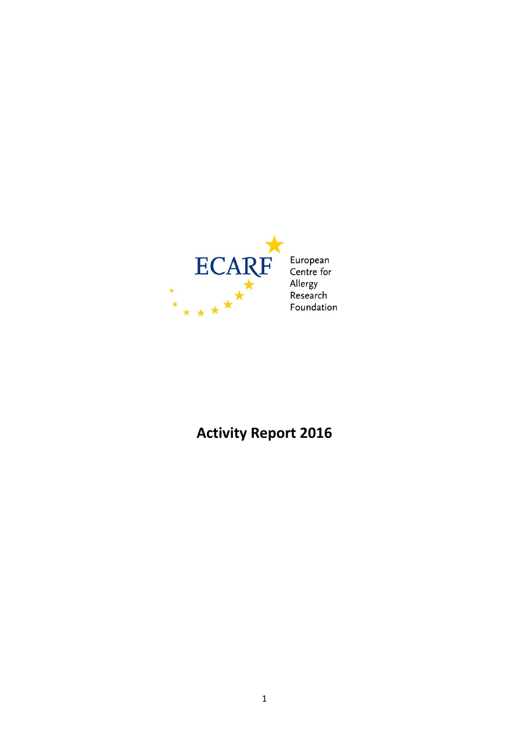ECARF

European Centre for Allergy Research Foundation

# Activity Report 2016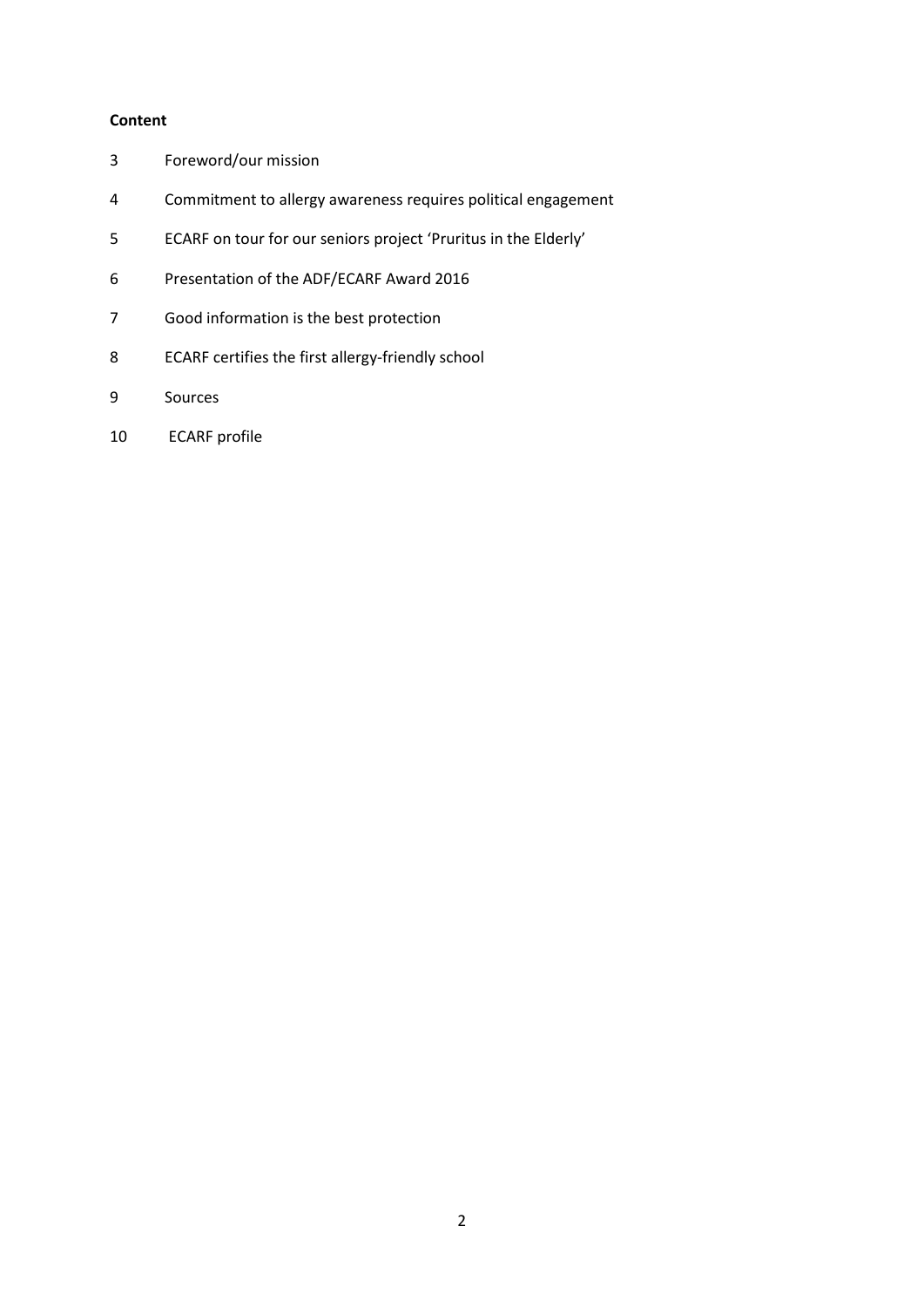**Content**

| | |
|---|---|
| 3 | Foreword/our mission |
| 4 | Commitment to allergy awareness requires political engagement |
| 5 | ECARF on tour for our seniors project 'Pruritus in the Elderly' |
| 6 | Presentation of the ADF/ECARF Award 2016 |
| 7 | Good information is the best protection |
| 8 | ECARF certifies the first allergy-friendly school |
| 9 | Sources |
| 10 | ECARF profile |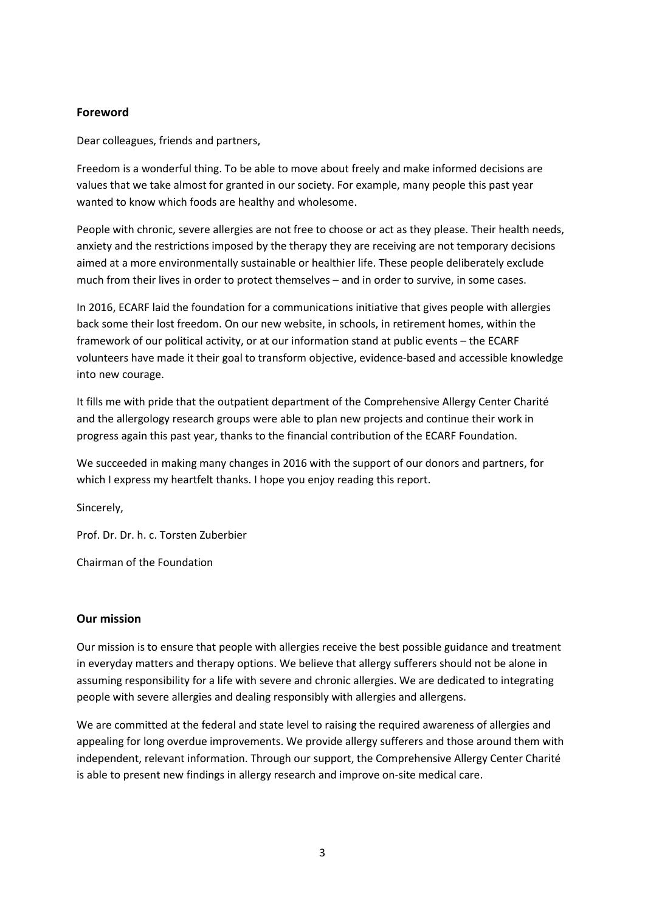## Foreword

Dear colleagues, friends and partners,

Freedom is a wonderful thing. To be able to move about freely and make informed decisions are values that we take almost for granted in our society. For example, many people this past year wanted to know which foods are healthy and wholesome.

People with chronic, severe allergies are not free to choose or act as they please. Their health needs, anxiety and the restrictions imposed by the therapy they are receiving are not temporary decisions aimed at a more environmentally sustainable or healthier life. These people deliberately exclude much from their lives in order to protect themselves – and in order to survive, in some cases.

In 2016, ECARF laid the foundation for a communications initiative that gives people with allergies back some their lost freedom. On our new website, in schools, in retirement homes, within the framework of our political activity, or at our information stand at public events – the ECARF volunteers have made it their goal to transform objective, evidence-based and accessible knowledge into new courage.

It fills me with pride that the outpatient department of the Comprehensive Allergy Center Charité and the allergology research groups were able to plan new projects and continue their work in progress again this past year, thanks to the financial contribution of the ECARF Foundation.

We succeeded in making many changes in 2016 with the support of our donors and partners, for which I express my heartfelt thanks. I hope you enjoy reading this report.

Sincerely,

Prof. Dr. Dr. h. c. Torsten Zuberbier

Chairman of the Foundation

## Our mission

Our mission is to ensure that people with allergies receive the best possible guidance and treatment in everyday matters and therapy options. We believe that allergy sufferers should not be alone in assuming responsibility for a life with severe and chronic allergies. We are dedicated to integrating people with severe allergies and dealing responsibly with allergies and allergens.

We are committed at the federal and state level to raising the required awareness of allergies and appealing for long overdue improvements. We provide allergy sufferers and those around them with independent, relevant information. Through our support, the Comprehensive Allergy Center Charité is able to present new findings in allergy research and improve on-site medical care.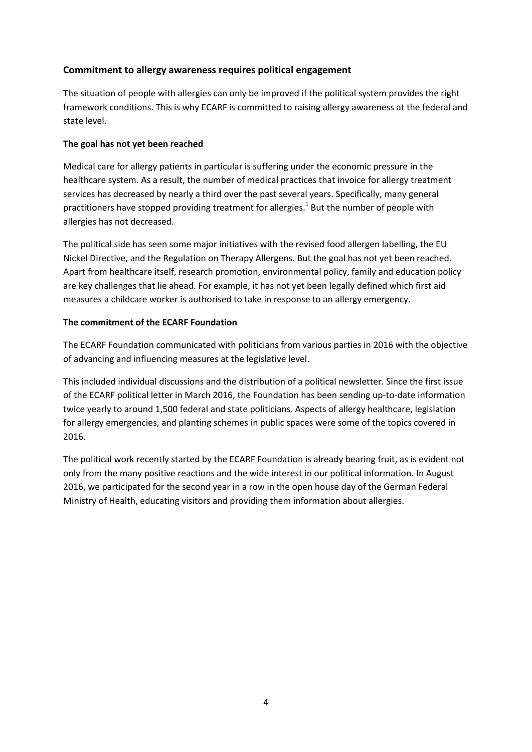## Commitment to allergy awareness requires political engagement

The situation of people with allergies can only be improved if the political system provides the right framework conditions. This is why ECARF is committed to raising allergy awareness at the federal and state level.

### The goal has not yet been reached

Medical care for allergy patients in particular is suffering under the economic pressure in the healthcare system. As a result, the number of medical practices that invoice for allergy treatment services has decreased by nearly a third over the past several years. Specifically, many general practitioners have stopped providing treatment for allergies.[1] But the number of people with allergies has not decreased.

The political side has seen some major initiatives with the revised food allergen labelling, the EU Nickel Directive, and the Regulation on Therapy Allergens. But the goal has not yet been reached. Apart from healthcare itself, research promotion, environmental policy, family and education policy are key challenges that lie ahead. For example, it has not yet been legally defined which first aid measures a childcare worker is authorised to take in response to an allergy emergency.

### The commitment of the ECARF Foundation

The ECARF Foundation communicated with politicians from various parties in 2016 with the objective of advancing and influencing measures at the legislative level.

This included individual discussions and the distribution of a political newsletter. Since the first issue of the ECARF political letter in March 2016, the Foundation has been sending up-to-date information twice yearly to around 1,500 federal and state politicians. Aspects of allergy healthcare, legislation for allergy emergencies, and planting schemes in public spaces were some of the topics covered in 2016.

The political work recently started by the ECARF Foundation is already bearing fruit, as is evident not only from the many positive reactions and the wide interest in our political information. In August 2016, we participated for the second year in a row in the open house day of the German Federal Ministry of Health, educating visitors and providing them information about allergies.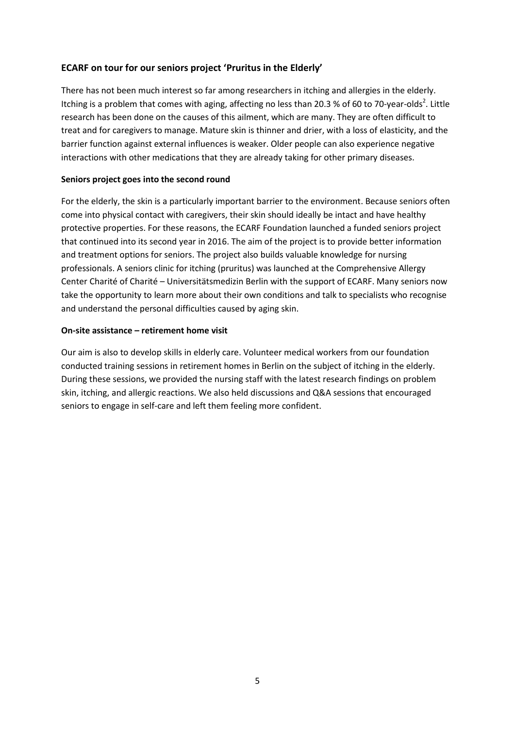## ECARF on tour for our seniors project 'Pruritus in the Elderly'

There has not been much interest so far among researchers in itching and allergies in the elderly. Itching is a problem that comes with aging, affecting no less than 20.3 % of 60 to 70-year-olds[2]. Little research has been done on the causes of this ailment, which are many. They are often difficult to treat and for caregivers to manage. Mature skin is thinner and drier, with a loss of elasticity, and the barrier function against external influences is weaker. Older people can also experience negative interactions with other medications that they are already taking for other primary diseases.

### Seniors project goes into the second round

For the elderly, the skin is a particularly important barrier to the environment. Because seniors often come into physical contact with caregivers, their skin should ideally be intact and have healthy protective properties. For these reasons, the ECARF Foundation launched a funded seniors project that continued into its second year in 2016. The aim of the project is to provide better information and treatment options for seniors. The project also builds valuable knowledge for nursing professionals. A seniors clinic for itching (pruritus) was launched at the Comprehensive Allergy Center Charité of Charité – Universitätsmedizin Berlin with the support of ECARF. Many seniors now take the opportunity to learn more about their own conditions and talk to specialists who recognise and understand the personal difficulties caused by aging skin.

### On-site assistance – retirement home visit

Our aim is also to develop skills in elderly care. Volunteer medical workers from our foundation conducted training sessions in retirement homes in Berlin on the subject of itching in the elderly. During these sessions, we provided the nursing staff with the latest research findings on problem skin, itching, and allergic reactions. We also held discussions and Q&A sessions that encouraged seniors to engage in self-care and left them feeling more confident.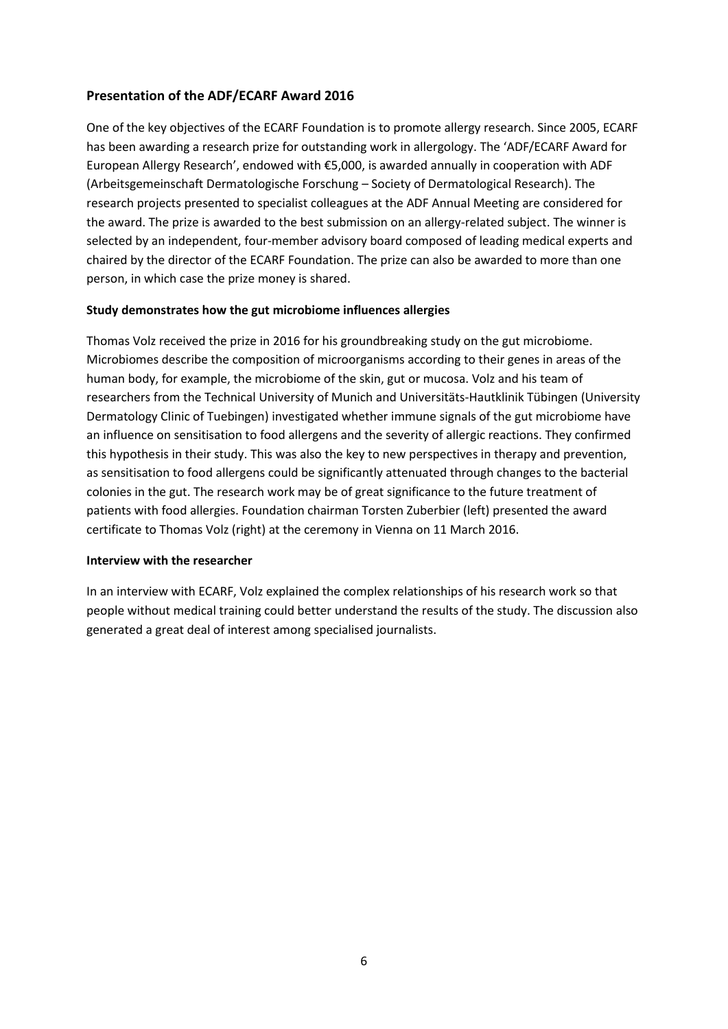## Presentation of the ADF/ECARF Award 2016

One of the key objectives of the ECARF Foundation is to promote allergy research. Since 2005, ECARF has been awarding a research prize for outstanding work in allergology. The 'ADF/ECARF Award for European Allergy Research', endowed with €5,000, is awarded annually in cooperation with ADF (Arbeitsgemeinschaft Dermatologische Forschung – Society of Dermatological Research). The research projects presented to specialist colleagues at the ADF Annual Meeting are considered for the award. The prize is awarded to the best submission on an allergy-related subject. The winner is selected by an independent, four-member advisory board composed of leading medical experts and chaired by the director of the ECARF Foundation. The prize can also be awarded to more than one person, in which case the prize money is shared.

### Study demonstrates how the gut microbiome influences allergies

Thomas Volz received the prize in 2016 for his groundbreaking study on the gut microbiome. Microbiomes describe the composition of microorganisms according to their genes in areas of the human body, for example, the microbiome of the skin, gut or mucosa. Volz and his team of researchers from the Technical University of Munich and Universitäts-Hautklinik Tübingen (University Dermatology Clinic of Tuebingen) investigated whether immune signals of the gut microbiome have an influence on sensitisation to food allergens and the severity of allergic reactions. They confirmed this hypothesis in their study. This was also the key to new perspectives in therapy and prevention, as sensitisation to food allergens could be significantly attenuated through changes to the bacterial colonies in the gut. The research work may be of great significance to the future treatment of patients with food allergies. Foundation chairman Torsten Zuberbier (left) presented the award certificate to Thomas Volz (right) at the ceremony in Vienna on 11 March 2016.

### Interview with the researcher

In an interview with ECARF, Volz explained the complex relationships of his research work so that people without medical training could better understand the results of the study. The discussion also generated a great deal of interest among specialised journalists.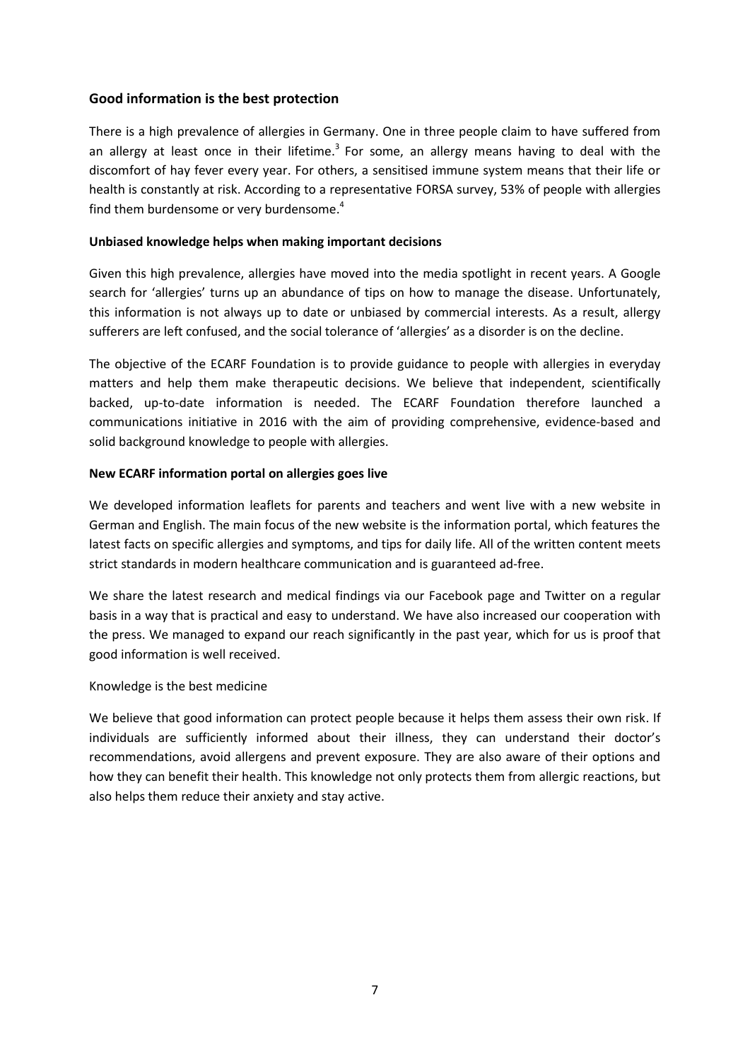## Good information is the best protection

There is a high prevalence of allergies in Germany. One in three people claim to have suffered from an allergy at least once in their lifetime.[3] For some, an allergy means having to deal with the discomfort of hay fever every year. For others, a sensitised immune system means that their life or health is constantly at risk. According to a representative FORSA survey, 53% of people with allergies find them burdensome or very burdensome.[4]

### Unbiased knowledge helps when making important decisions

Given this high prevalence, allergies have moved into the media spotlight in recent years. A Google search for 'allergies' turns up an abundance of tips on how to manage the disease. Unfortunately, this information is not always up to date or unbiased by commercial interests. As a result, allergy sufferers are left confused, and the social tolerance of 'allergies' as a disorder is on the decline.

The objective of the ECARF Foundation is to provide guidance to people with allergies in everyday matters and help them make therapeutic decisions. We believe that independent, scientifically backed, up-to-date information is needed. The ECARF Foundation therefore launched a communications initiative in 2016 with the aim of providing comprehensive, evidence-based and solid background knowledge to people with allergies.

### New ECARF information portal on allergies goes live

We developed information leaflets for parents and teachers and went live with a new website in German and English. The main focus of the new website is the information portal, which features the latest facts on specific allergies and symptoms, and tips for daily life. All of the written content meets strict standards in modern healthcare communication and is guaranteed ad-free.

We share the latest research and medical findings via our Facebook page and Twitter on a regular basis in a way that is practical and easy to understand. We have also increased our cooperation with the press. We managed to expand our reach significantly in the past year, which for us is proof that good information is well received.

Knowledge is the best medicine

We believe that good information can protect people because it helps them assess their own risk. If individuals are sufficiently informed about their illness, they can understand their doctor's recommendations, avoid allergens and prevent exposure. They are also aware of their options and how they can benefit their health. This knowledge not only protects them from allergic reactions, but also helps them reduce their anxiety and stay active.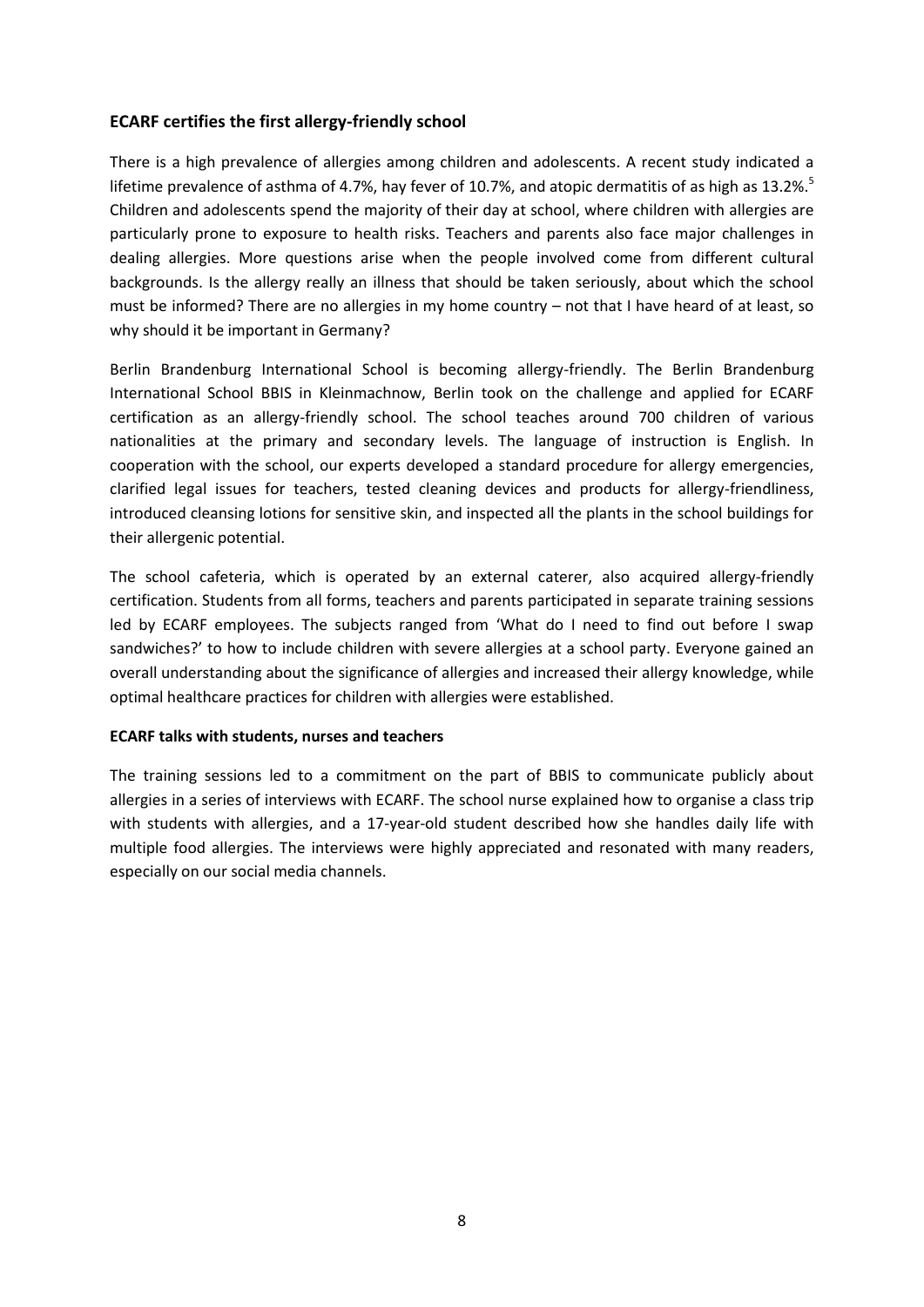### ECARF certifies the first allergy-friendly school

There is a high prevalence of allergies among children and adolescents. A recent study indicated a lifetime prevalence of asthma of 4.7%, hay fever of 10.7%, and atopic dermatitis of as high as 13.2%.[5] Children and adolescents spend the majority of their day at school, where children with allergies are particularly prone to exposure to health risks. Teachers and parents also face major challenges in dealing allergies. More questions arise when the people involved come from different cultural backgrounds. Is the allergy really an illness that should be taken seriously, about which the school must be informed? There are no allergies in my home country – not that I have heard of at least, so why should it be important in Germany?

Berlin Brandenburg International School is becoming allergy-friendly. The Berlin Brandenburg International School BBIS in Kleinmachnow, Berlin took on the challenge and applied for ECARF certification as an allergy-friendly school. The school teaches around 700 children of various nationalities at the primary and secondary levels. The language of instruction is English. In cooperation with the school, our experts developed a standard procedure for allergy emergencies, clarified legal issues for teachers, tested cleaning devices and products for allergy-friendliness, introduced cleansing lotions for sensitive skin, and inspected all the plants in the school buildings for their allergenic potential.

The school cafeteria, which is operated by an external caterer, also acquired allergy-friendly certification. Students from all forms, teachers and parents participated in separate training sessions led by ECARF employees. The subjects ranged from 'What do I need to find out before I swap sandwiches?' to how to include children with severe allergies at a school party. Everyone gained an overall understanding about the significance of allergies and increased their allergy knowledge, while optimal healthcare practices for children with allergies were established.

#### ECARF talks with students, nurses and teachers

The training sessions led to a commitment on the part of BBIS to communicate publicly about allergies in a series of interviews with ECARF. The school nurse explained how to organise a class trip with students with allergies, and a 17-year-old student described how she handles daily life with multiple food allergies. The interviews were highly appreciated and resonated with many readers, especially on our social media channels.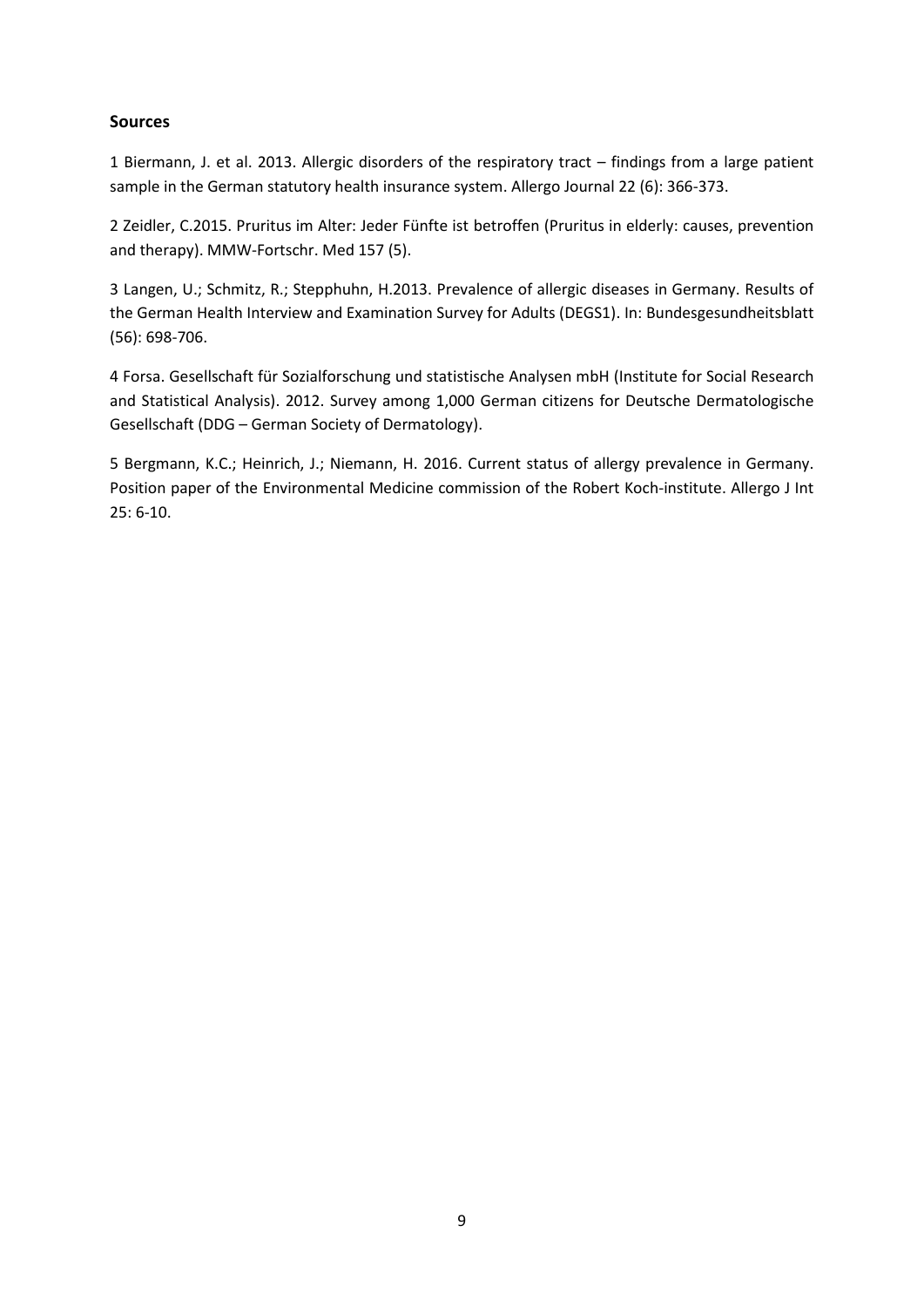## Sources

1 Biermann, J. et al. 2013. Allergic disorders of the respiratory tract – findings from a large patient sample in the German statutory health insurance system. Allergo Journal 22 (6): 366-373.

2 Zeidler, C.2015. Pruritus im Alter: Jeder Fünfte ist betroffen (Pruritus in elderly: causes, prevention and therapy). MMW-Fortschr. Med 157 (5).

3 Langen, U.; Schmitz, R.; Stepphuhn, H.2013. Prevalence of allergic diseases in Germany. Results of the German Health Interview and Examination Survey for Adults (DEGS1). In: Bundesgesundheitsblatt (56): 698-706.

4 Forsa. Gesellschaft für Sozialforschung und statistische Analysen mbH (Institute for Social Research and Statistical Analysis). 2012. Survey among 1,000 German citizens for Deutsche Dermatologische Gesellschaft (DDG – German Society of Dermatology).

5 Bergmann, K.C.; Heinrich, J.; Niemann, H. 2016. Current status of allergy prevalence in Germany. Position paper of the Environmental Medicine commission of the Robert Koch-institute. Allergo J Int 25: 6-10.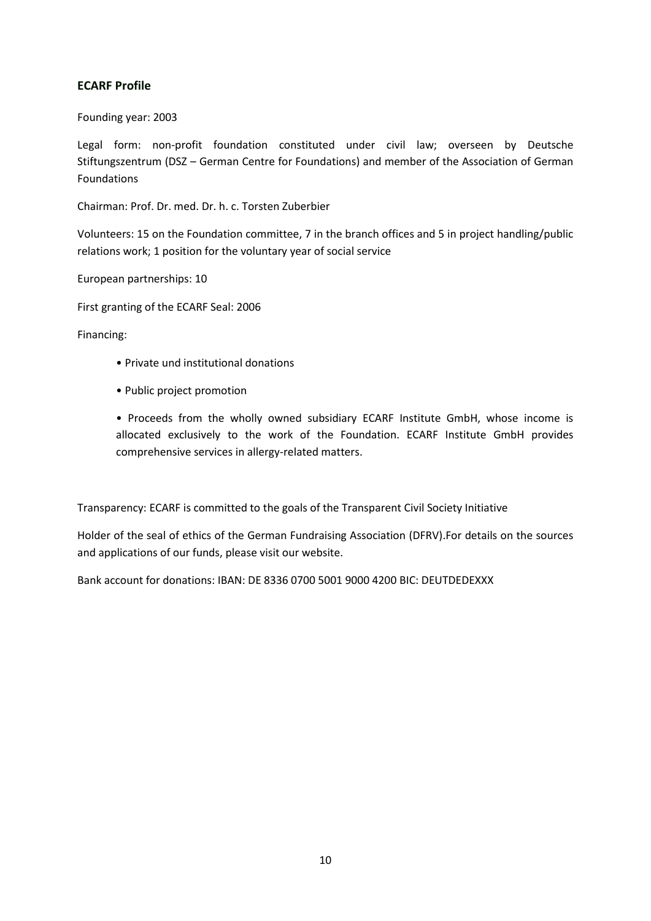## ECARF Profile

Founding year: 2003

Legal form: non-profit foundation constituted under civil law; overseen by Deutsche Stiftungszentrum (DSZ – German Centre for Foundations) and member of the Association of German Foundations

Chairman: Prof. Dr. med. Dr. h. c. Torsten Zuberbier

Volunteers: 15 on the Foundation committee, 7 in the branch offices and 5 in project handling/public relations work; 1 position for the voluntary year of social service

European partnerships: 10

First granting of the ECARF Seal: 2006

Financing:

- Private und institutional donations
- Public project promotion
- Proceeds from the wholly owned subsidiary ECARF Institute GmbH, whose income is allocated exclusively to the work of the Foundation. ECARF Institute GmbH provides comprehensive services in allergy-related matters.

Transparency: ECARF is committed to the goals of the Transparent Civil Society Initiative

Holder of the seal of ethics of the German Fundraising Association (DFRV).For details on the sources and applications of our funds, please visit our website.

Bank account for donations: IBAN: DE 8336 0700 5001 9000 4200 BIC: DEUTDEDEXXX